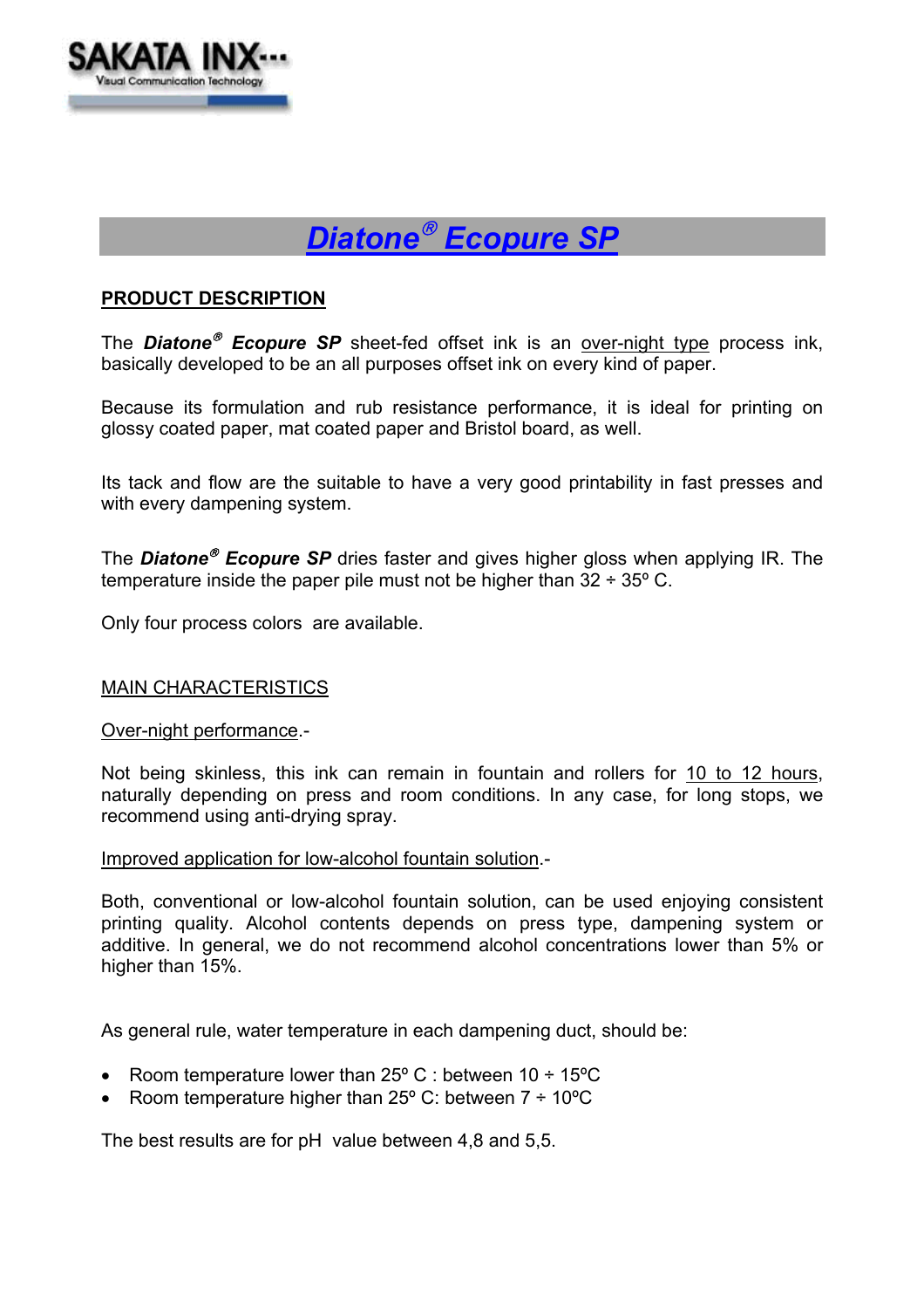# *Diatone® Ecopure SP*

## PRODUCT DESCRIPTION

The ***Diatone® Ecopure SP*** sheet-fed offset ink is an over-night type process ink, basically developed to be an all purposes offset ink on every kind of paper.

Because its formulation and rub resistance performance, it is ideal for printing on glossy coated paper, mat coated paper and Bristol board, as well.

Its tack and flow are the suitable to have a very good printability in fast presses and with every dampening system.

The ***Diatone® Ecopure SP*** dries faster and gives higher gloss when applying IR. The temperature inside the paper pile must not be higher than 32 ÷ 35º C.

Only four process colors are available.

## MAIN CHARACTERISTICS

### Over-night performance.-

Not being skinless, this ink can remain in fountain and rollers for 10 to 12 hours, naturally depending on press and room conditions. In any case, for long stops, we recommend using anti-drying spray.

### Improved application for low-alcohol fountain solution.-

Both, conventional or low-alcohol fountain solution, can be used enjoying consistent printing quality. Alcohol contents depends on press type, dampening system or additive. In general, we do not recommend alcohol concentrations lower than 5% or higher than 15%.

As general rule, water temperature in each dampening duct, should be:

- Room temperature lower than 25º C : between 10 ÷ 15ºC
- Room temperature higher than 25º C: between 7 ÷ 10ºC

The best results are for pH value between 4,8 and 5,5.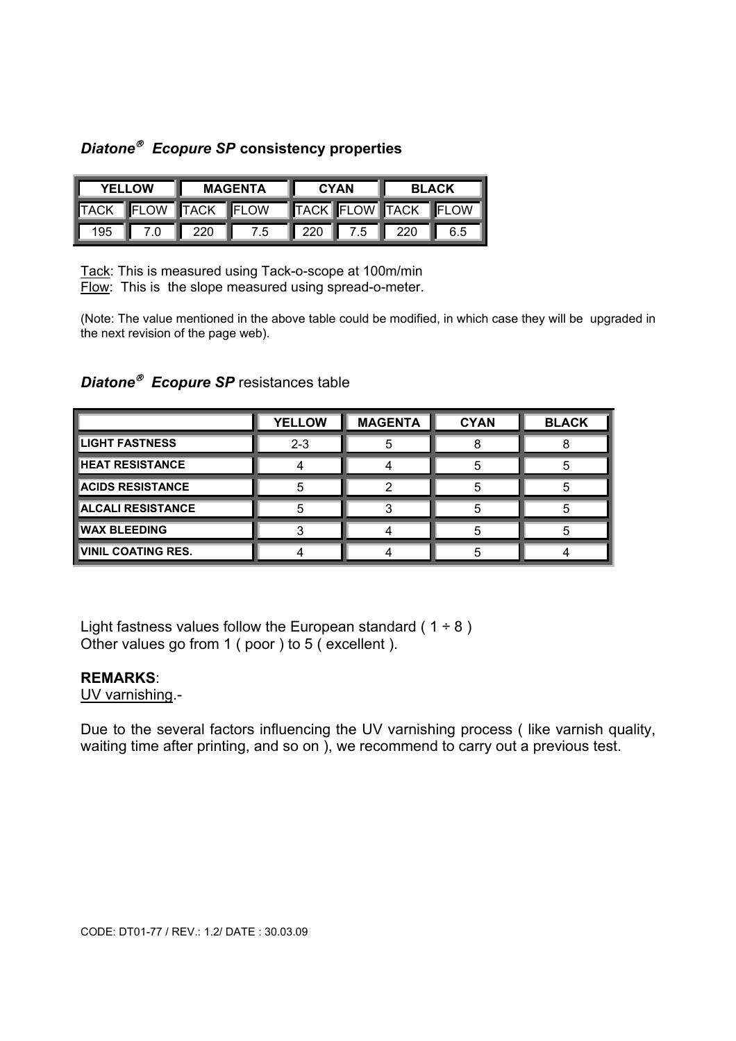### *Diatone® Ecopure SP* consistency properties

| YELLOW | | MAGENTA | | CYAN | | BLACK | |
|---|---|---|---|---|---|---|---|
| TACK | FLOW | TACK | FLOW | TACK | FLOW | TACK | FLOW |
| 195 | 7.0 | 220 | 7.5 | 220 | 7.5 | 220 | 6.5 |

<u>Tack</u>: This is measured using Tack-o-scope at 100m/min
<u>Flow</u>: This is the slope measured using spread-o-meter.

(Note: The value mentioned in the above table could be modified, in which case they will be upgraded in the next revision of the page web).

### *Diatone® Ecopure SP* resistances table

| | YELLOW | MAGENTA | CYAN | BLACK |
|---|---|---|---|---|
| **LIGHT FASTNESS** | 2-3 | 5 | 8 | 8 |
| **HEAT RESISTANCE** | 4 | 4 | 5 | 5 |
| **ACIDS RESISTANCE** | 5 | 2 | 5 | 5 |
| **ALCALI RESISTANCE** | 5 | 3 | 5 | 5 |
| **WAX BLEEDING** | 3 | 4 | 5 | 5 |
| **VINIL COATING RES.** | 4 | 4 | 5 | 4 |

Light fastness values follow the European standard ( 1 ÷ 8 )
Other values go from 1 ( poor ) to 5 ( excellent ).

**REMARKS**:
<u>UV varnishing</u>.-

Due to the several factors influencing the UV varnishing process ( like varnish quality, waiting time after printing, and so on ), we recommend to carry out a previous test.

CODE: DT01-77 / REV.: 1.2/ DATE : 30.03.09